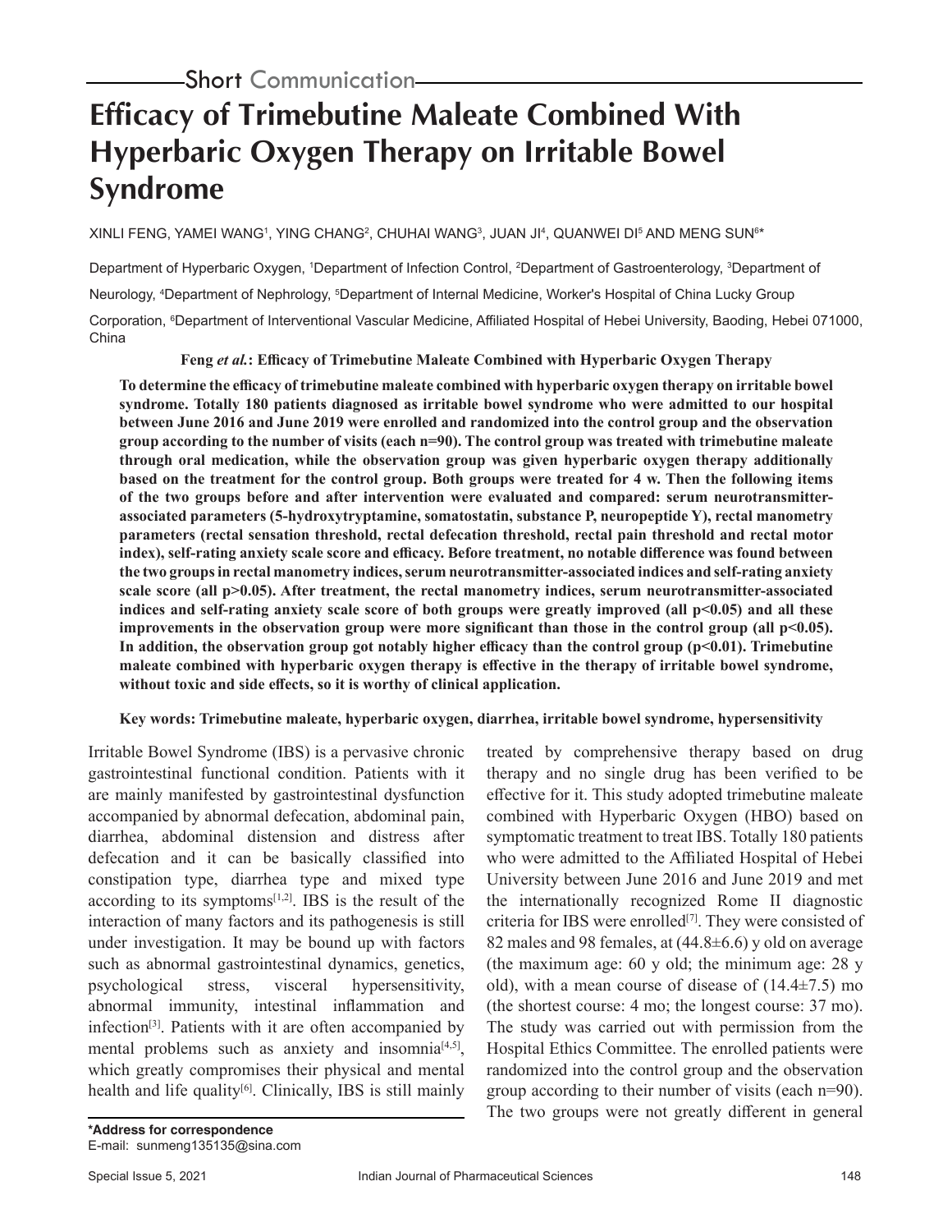Short Communication

# Efficacy of Trimebutine Maleate Combined With Hyperbaric Oxygen Therapy on Irritable Bowel Syndrome

XINLI FENG, YAMEI WANG[1], YING CHANG[2], CHUHAI WANG[3], JUAN JI[4], QUANWEI DI[5] AND MENG SUN[6]*

Department of Hyperbaric Oxygen, [1]Department of Infection Control, [2]Department of Gastroenterology, [3]Department of Neurology, [4]Department of Nephrology, [5]Department of Internal Medicine, Worker's Hospital of China Lucky Group Corporation, [6]Department of Interventional Vascular Medicine, Affiliated Hospital of Hebei University, Baoding, Hebei 071000, China

**Feng *et al.*: Efficacy of Trimebutine Maleate Combined with Hyperbaric Oxygen Therapy**

**To determine the efficacy of trimebutine maleate combined with hyperbaric oxygen therapy on irritable bowel syndrome. Totally 180 patients diagnosed as irritable bowel syndrome who were admitted to our hospital between June 2016 and June 2019 were enrolled and randomized into the control group and the observation group according to the number of visits (each n=90). The control group was treated with trimebutine maleate through oral medication, while the observation group was given hyperbaric oxygen therapy additionally based on the treatment for the control group. Both groups were treated for 4 w. Then the following items of the two groups before and after intervention were evaluated and compared: serum neurotransmitter-associated parameters (5-hydroxytryptamine, somatostatin, substance P, neuropeptide Y), rectal manometry parameters (rectal sensation threshold, rectal defecation threshold, rectal pain threshold and rectal motor index), self-rating anxiety scale score and efficacy. Before treatment, no notable difference was found between the two groups in rectal manometry indices, serum neurotransmitter-associated indices and self-rating anxiety scale score (all p>0.05). After treatment, the rectal manometry indices, serum neurotransmitter-associated indices and self-rating anxiety scale score of both groups were greatly improved (all p<0.05) and all these improvements in the observation group were more significant than those in the control group (all p<0.05). In addition, the observation group got notably higher efficacy than the control group (p<0.01). Trimebutine maleate combined with hyperbaric oxygen therapy is effective in the therapy of irritable bowel syndrome, without toxic and side effects, so it is worthy of clinical application.**

**Key words: Trimebutine maleate, hyperbaric oxygen, diarrhea, irritable bowel syndrome, hypersensitivity**

Irritable Bowel Syndrome (IBS) is a pervasive chronic gastrointestinal functional condition. Patients with it are mainly manifested by gastrointestinal dysfunction accompanied by abnormal defecation, abdominal pain, diarrhea, abdominal distension and distress after defecation and it can be basically classified into constipation type, diarrhea type and mixed type according to its symptoms[1,2]. IBS is the result of the interaction of many factors and its pathogenesis is still under investigation. It may be bound up with factors such as abnormal gastrointestinal dynamics, genetics, psychological stress, visceral hypersensitivity, abnormal immunity, intestinal inflammation and infection[3]. Patients with it are often accompanied by mental problems such as anxiety and insomnia[4,5], which greatly compromises their physical and mental health and life quality[6]. Clinically, IBS is still mainly treated by comprehensive therapy based on drug therapy and no single drug has been verified to be effective for it. This study adopted trimebutine maleate combined with Hyperbaric Oxygen (HBO) based on symptomatic treatment to treat IBS. Totally 180 patients who were admitted to the Affiliated Hospital of Hebei University between June 2016 and June 2019 and met the internationally recognized Rome II diagnostic criteria for IBS were enrolled[7]. They were consisted of 82 males and 98 females, at (44.8±6.6) y old on average (the maximum age: 60 y old; the minimum age: 28 y old), with a mean course of disease of (14.4±7.5) mo (the shortest course: 4 mo; the longest course: 37 mo). The study was carried out with permission from the Hospital Ethics Committee. The enrolled patients were randomized into the control group and the observation group according to their number of visits (each n=90). The two groups were not greatly different in general

**\*Address for correspondence**
E-mail: sunmeng135135@sina.com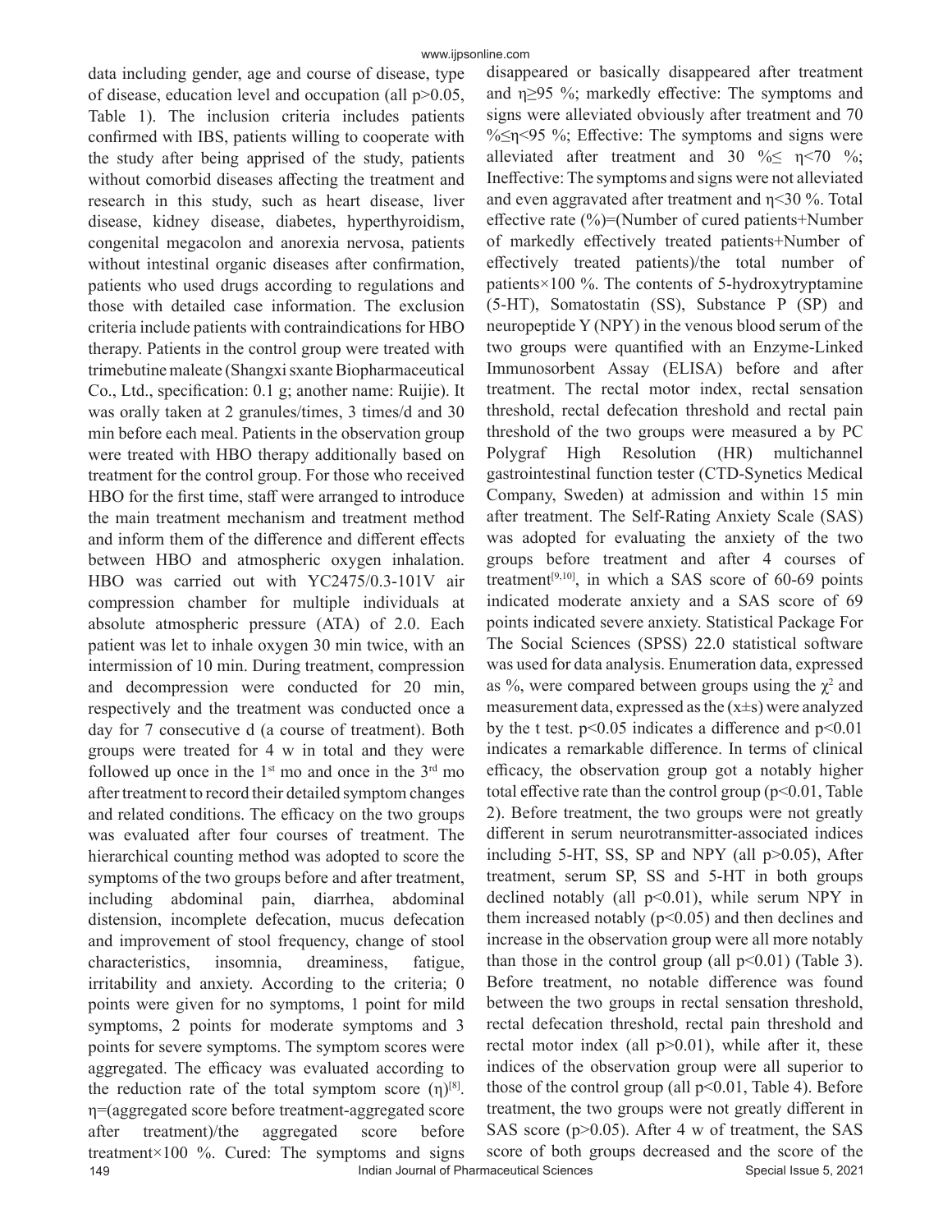data including gender, age and course of disease, type of disease, education level and occupation (all $p>0.05$, Table 1). The inclusion criteria includes patients confirmed with IBS, patients willing to cooperate with the study after being apprised of the study, patients without comorbid diseases affecting the treatment and research in this study, such as heart disease, liver disease, kidney disease, diabetes, hyperthyroidism, congenital megacolon and anorexia nervosa, patients without intestinal organic diseases after confirmation, patients who used drugs according to regulations and those with detailed case information. The exclusion criteria include patients with contraindications for HBO therapy. Patients in the control group were treated with trimebutine maleate (Shangxi sxante Biopharmaceutical Co., Ltd., specification: 0.1 g; another name: Ruijie). It was orally taken at 2 granules/times, 3 times/d and 30 min before each meal. Patients in the observation group were treated with HBO therapy additionally based on treatment for the control group. For those who received HBO for the first time, staff were arranged to introduce the main treatment mechanism and treatment method and inform them of the difference and different effects between HBO and atmospheric oxygen inhalation. HBO was carried out with YC2475/0.3-101V air compression chamber for multiple individuals at absolute atmospheric pressure (ATA) of 2.0. Each patient was let to inhale oxygen 30 min twice, with an intermission of 10 min. During treatment, compression and decompression were conducted for 20 min, respectively and the treatment was conducted once a day for 7 consecutive d (a course of treatment). Both groups were treated for 4 w in total and they were followed up once in the 1st mo and once in the 3rd mo after treatment to record their detailed symptom changes and related conditions. The efficacy on the two groups was evaluated after four courses of treatment. The hierarchical counting method was adopted to score the symptoms of the two groups before and after treatment, including abdominal pain, diarrhea, abdominal distension, incomplete defecation, mucus defecation and improvement of stool frequency, change of stool characteristics, insomnia, dreaminess, fatigue, irritability and anxiety. According to the criteria; 0 points were given for no symptoms, 1 point for mild symptoms, 2 points for moderate symptoms and 3 points for severe symptoms. The symptom scores were aggregated. The efficacy was evaluated according to the reduction rate of the total symptom score ($\eta$)[8]. $\eta$=(aggregated score before treatment-aggregated score after treatment)/the aggregated score before treatment×100 %. Cured: The symptoms and signs disappeared or basically disappeared after treatment and $\eta\geq95$ %; markedly effective: The symptoms and signs were alleviated obviously after treatment and 70 %$\leq\eta<95$ %; Effective: The symptoms and signs were alleviated after treatment and 30 %$\leq$ $\eta<70$ %; Ineffective: The symptoms and signs were not alleviated and even aggravated after treatment and $\eta<30$ %. Total effective rate (%)=(Number of cured patients+Number of markedly effectively treated patients+Number of effectively treated patients)/the total number of patients×100 %. The contents of 5-hydroxytryptamine (5-HT), Somatostatin (SS), Substance P (SP) and neuropeptide Y (NPY) in the venous blood serum of the two groups were quantified with an Enzyme-Linked Immunosorbent Assay (ELISA) before and after treatment. The rectal motor index, rectal sensation threshold, rectal defecation threshold and rectal pain threshold of the two groups were measured a by PC Polygraf High Resolution (HR) multichannel gastrointestinal function tester (CTD-Synetics Medical Company, Sweden) at admission and within 15 min after treatment. The Self-Rating Anxiety Scale (SAS) was adopted for evaluating the anxiety of the two groups before treatment and after 4 courses of treatment[9,10], in which a SAS score of 60-69 points indicated moderate anxiety and a SAS score of 69 points indicated severe anxiety. Statistical Package For The Social Sciences (SPSS) 22.0 statistical software was used for data analysis. Enumeration data, expressed as %, were compared between groups using the $\chi^2$ and measurement data, expressed as the ($\bar{x}\pm s$) were analyzed by the t test. $p<0.05$ indicates a difference and $p<0.01$ indicates a remarkable difference. In terms of clinical efficacy, the observation group got a notably higher total effective rate than the control group ($p<0.01$, Table 2). Before treatment, the two groups were not greatly different in serum neurotransmitter-associated indices including 5-HT, SS, SP and NPY (all $p>0.05$), After treatment, serum SP, SS and 5-HT in both groups declined notably (all $p<0.01$), while serum NPY in them increased notably ($p<0.05$) and then declines and increase in the observation group were all more notably than those in the control group (all $p<0.01$) (Table 3). Before treatment, no notable difference was found between the two groups in rectal sensation threshold, rectal defecation threshold, rectal pain threshold and rectal motor index (all $p>0.01$), while after it, these indices of the observation group were all superior to those of the control group (all $p<0.01$, Table 4). Before treatment, the two groups were not greatly different in SAS score ($p>0.05$). After 4 w of treatment, the SAS score of both groups decreased and the score of the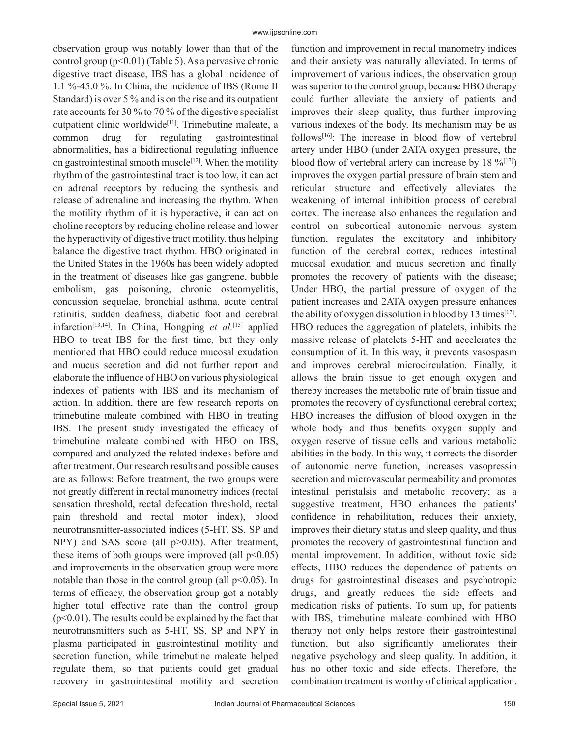observation group was notably lower than that of the control group ($p<0.01$) (Table 5). As a pervasive chronic digestive tract disease, IBS has a global incidence of 1.1 %-45.0 %. In China, the incidence of IBS (Rome II Standard) is over 5 % and is on the rise and its outpatient rate accounts for 30 % to 70 % of the digestive specialist outpatient clinic worldwide[11]. Trimebutine maleate, a common drug for regulating gastrointestinal abnormalities, has a bidirectional regulating influence on gastrointestinal smooth muscle[12]. When the motility rhythm of the gastrointestinal tract is too low, it can act on adrenal receptors by reducing the synthesis and release of adrenaline and increasing the rhythm. When the motility rhythm of it is hyperactive, it can act on choline receptors by reducing choline release and lower the hyperactivity of digestive tract motility, thus helping balance the digestive tract rhythm. HBO originated in the United States in the 1960s has been widely adopted in the treatment of diseases like gas gangrene, bubble embolism, gas poisoning, chronic osteomyelitis, concussion sequelae, bronchial asthma, acute central retinitis, sudden deafness, diabetic foot and cerebral infarction[13,14]. In China, Hongping *et al.*[15] applied HBO to treat IBS for the first time, but they only mentioned that HBO could reduce mucosal exudation and mucus secretion and did not further report and elaborate the influence of HBO on various physiological indexes of patients with IBS and its mechanism of action. In addition, there are few research reports on trimebutine maleate combined with HBO in treating IBS. The present study investigated the efficacy of trimebutine maleate combined with HBO on IBS, compared and analyzed the related indexes before and after treatment. Our research results and possible causes are as follows: Before treatment, the two groups were not greatly different in rectal manometry indices (rectal sensation threshold, rectal defecation threshold, rectal pain threshold and rectal motor index), blood neurotransmitter-associated indices (5-HT, SS, SP and NPY) and SAS score (all $p>0.05$). After treatment, these items of both groups were improved (all $p<0.05$) and improvements in the observation group were more notable than those in the control group (all $p<0.05$). In terms of efficacy, the observation group got a notably higher total effective rate than the control group ($p<0.01$). The results could be explained by the fact that neurotransmitters such as 5-HT, SS, SP and NPY in plasma participated in gastrointestinal motility and secretion function, while trimebutine maleate helped regulate them, so that patients could get gradual recovery in gastrointestinal motility and secretion function and improvement in rectal manometry indices and their anxiety was naturally alleviated. In terms of improvement of various indices, the observation group was superior to the control group, because HBO therapy could further alleviate the anxiety of patients and improves their sleep quality, thus further improving various indexes of the body. Its mechanism may be as follows[16]: The increase in blood flow of vertebral artery under HBO (under 2ATA oxygen pressure, the blood flow of vertebral artery can increase by 18 %[17]) improves the oxygen partial pressure of brain stem and reticular structure and effectively alleviates the weakening of internal inhibition process of cerebral cortex. The increase also enhances the regulation and control on subcortical autonomic nervous system function, regulates the excitatory and inhibitory function of the cerebral cortex, reduces intestinal mucosal exudation and mucus secretion and finally promotes the recovery of patients with the disease; Under HBO, the partial pressure of oxygen of the patient increases and 2ATA oxygen pressure enhances the ability of oxygen dissolution in blood by 13 times[17]. HBO reduces the aggregation of platelets, inhibits the massive release of platelets 5-HT and accelerates the consumption of it. In this way, it prevents vasospasm and improves cerebral microcirculation. Finally, it allows the brain tissue to get enough oxygen and thereby increases the metabolic rate of brain tissue and promotes the recovery of dysfunctional cerebral cortex; HBO increases the diffusion of blood oxygen in the whole body and thus benefits oxygen supply and oxygen reserve of tissue cells and various metabolic abilities in the body. In this way, it corrects the disorder of autonomic nerve function, increases vasopressin secretion and microvascular permeability and promotes intestinal peristalsis and metabolic recovery; as a suggestive treatment, HBO enhances the patients' confidence in rehabilitation, reduces their anxiety, improves their dietary status and sleep quality, and thus promotes the recovery of gastrointestinal function and mental improvement. In addition, without toxic side effects, HBO reduces the dependence of patients on drugs for gastrointestinal diseases and psychotropic drugs, and greatly reduces the side effects and medication risks of patients. To sum up, for patients with IBS, trimebutine maleate combined with HBO therapy not only helps restore their gastrointestinal function, but also significantly ameliorates their negative psychology and sleep quality. In addition, it has no other toxic and side effects. Therefore, the combination treatment is worthy of clinical application.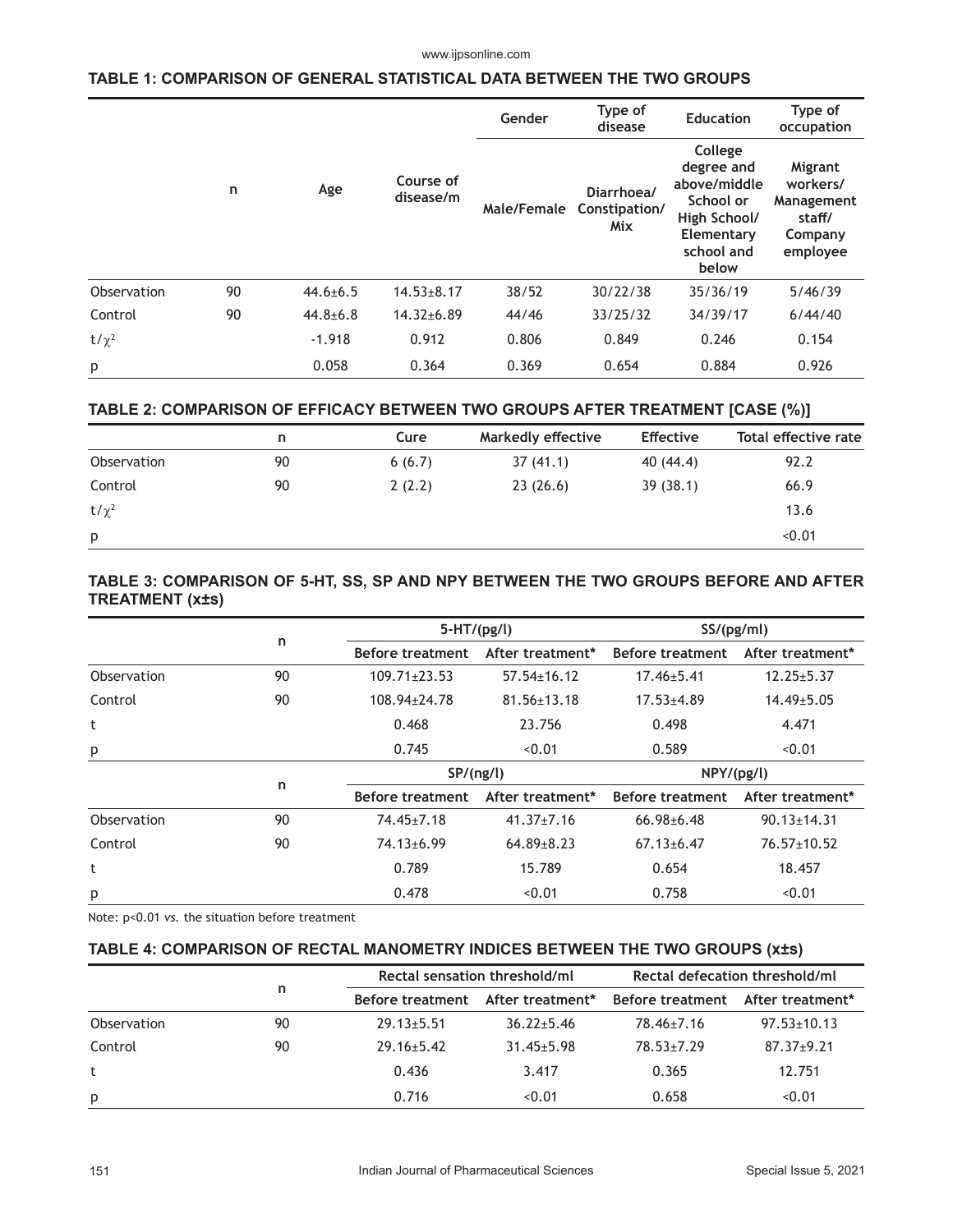**TABLE 1: COMPARISON OF GENERAL STATISTICAL DATA BETWEEN THE TWO GROUPS**

| | n | Age | Course of disease/m | Gender | Type of disease | Education | Type of occupation |
|---|---|---|---|---|---|---|---|
| | | | | Male/Female | Diarrhoea/ Constipation/ Mix | College degree and above/middle School or High School/ Elementary school and below | Migrant workers/ Management staff/ Company employee |
| Observation | 90 | 44.6±6.5 | 14.53±8.17 | 38/52 | 30/22/38 | 35/36/19 | 5/46/39 |
| Control | 90 | 44.8±6.8 | 14.32±6.89 | 44/46 | 33/25/32 | 34/39/17 | 6/44/40 |
| $t/\chi^2$ | | -1.918 | 0.912 | 0.806 | 0.849 | 0.246 | 0.154 |
| p | | 0.058 | 0.364 | 0.369 | 0.654 | 0.884 | 0.926 |

**TABLE 2: COMPARISON OF EFFICACY BETWEEN TWO GROUPS AFTER TREATMENT [CASE (%)]**

| | n | Cure | Markedly effective | Effective | Total effective rate |
|---|---|---|---|---|---|
| Observation | 90 | 6 (6.7) | 37 (41.1) | 40 (44.4) | 92.2 |
| Control | 90 | 2 (2.2) | 23 (26.6) | 39 (38.1) | 66.9 |
| $t/\chi^2$ | | | | | 13.6 |
| p | | | | | <0.01 |

**TABLE 3: COMPARISON OF 5-HT, SS, SP AND NPY BETWEEN THE TWO GROUPS BEFORE AND AFTER TREATMENT (x±s)**

| | n | 5-HT/(pg/l) | | SS/(pg/ml) | |
|---|---|---|---|---|---|
| | | Before treatment | After treatment* | Before treatment | After treatment* |
| Observation | 90 | 109.71±23.53 | 57.54±16.12 | 17.46±5.41 | 12.25±5.37 |
| Control | 90 | 108.94±24.78 | 81.56±13.18 | 17.53±4.89 | 14.49±5.05 |
| t | | 0.468 | 23.756 | 0.498 | 4.471 |
| p | | 0.745 | <0.01 | 0.589 | <0.01 |
| | n | SP/(ng/l) | | NPY/(pg/l) | |
| | | Before treatment | After treatment* | Before treatment | After treatment* |
| Observation | 90 | 74.45±7.18 | 41.37±7.16 | 66.98±6.48 | 90.13±14.31 |
| Control | 90 | 74.13±6.99 | 64.89±8.23 | 67.13±6.47 | 76.57±10.52 |
| t | | 0.789 | 15.789 | 0.654 | 18.457 |
| p | | 0.478 | <0.01 | 0.758 | <0.01 |

Note: p<0.01 *vs.* the situation before treatment

**TABLE 4: COMPARISON OF RECTAL MANOMETRY INDICES BETWEEN THE TWO GROUPS (x±s)**

| | n | Rectal sensation threshold/ml | | Rectal defecation threshold/ml | |
|---|---|---|---|---|---|
| | | Before treatment | After treatment* | Before treatment | After treatment* |
| Observation | 90 | 29.13±5.51 | 36.22±5.46 | 78.46±7.16 | 97.53±10.13 |
| Control | 90 | 29.16±5.42 | 31.45±5.98 | 78.53±7.29 | 87.37±9.21 |
| t | | 0.436 | 3.417 | 0.365 | 12.751 |
| p | | 0.716 | <0.01 | 0.658 | <0.01 |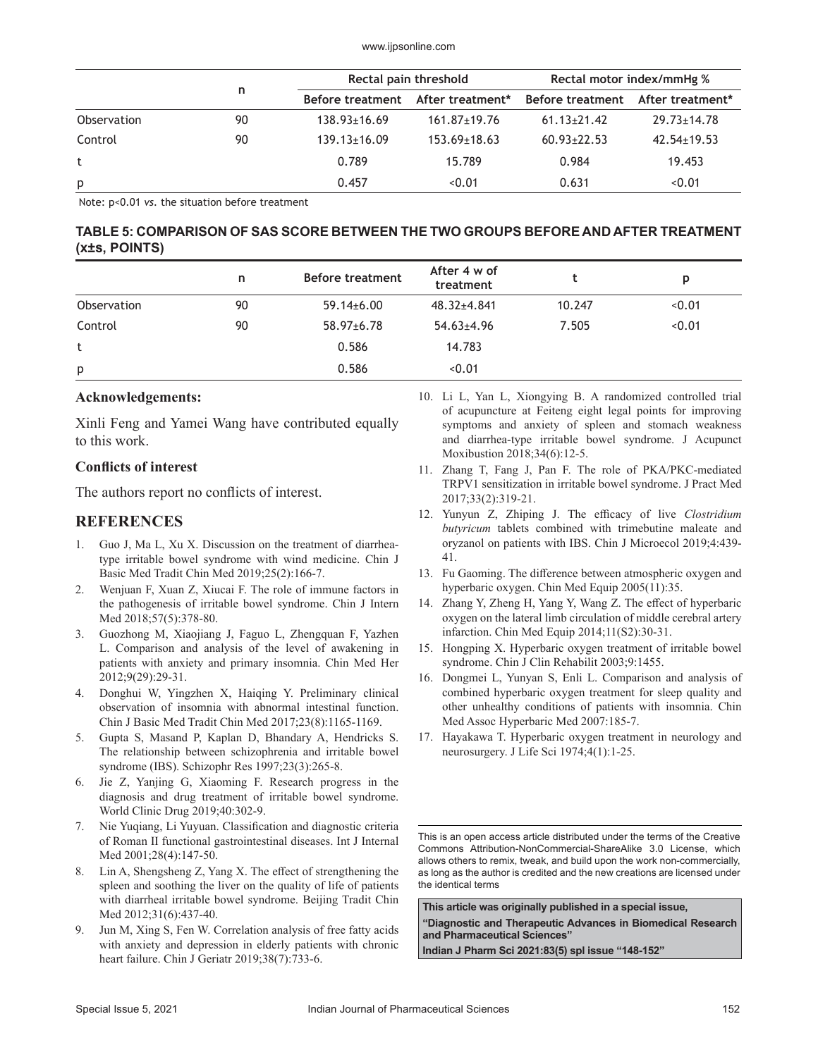| | n | Rectal pain threshold | | Rectal motor index/mmHg % | |
|---|---|---|---|---|---|
| | | Before treatment | After treatment* | Before treatment | After treatment* |
| Observation | 90 | 138.93±16.69 | 161.87±19.76 | 61.13±21.42 | 29.73±14.78 |
| Control | 90 | 139.13±16.09 | 153.69±18.63 | 60.93±22.53 | 42.54±19.53 |
| t | | 0.789 | 15.789 | 0.984 | 19.453 |
| p | | 0.457 | <0.01 | 0.631 | <0.01 |

Note: p<0.01 *vs.* the situation before treatment

**TABLE 5: COMPARISON OF SAS SCORE BETWEEN THE TWO GROUPS BEFORE AND AFTER TREATMENT (x±s, POINTS)**

| | n | Before treatment | After 4 w of treatment | t | p |
|---|---|---|---|---|---|
| Observation | 90 | 59.14±6.00 | 48.32±4.841 | 10.247 | <0.01 |
| Control | 90 | 58.97±6.78 | 54.63±4.96 | 7.505 | <0.01 |
| t | | 0.586 | 14.783 | | |
| p | | 0.586 | <0.01 | | |

### Acknowledgements:

Xinli Feng and Yamei Wang have contributed equally to this work.

### Conflicts of interest

The authors report no conflicts of interest.

## REFERENCES

1. Guo J, Ma L, Xu X. Discussion on the treatment of diarrhea-type irritable bowel syndrome with wind medicine. Chin J Basic Med Tradit Chin Med 2019;25(2):166-7.
2. Wenjuan F, Xuan Z, Xiucai F. The role of immune factors in the pathogenesis of irritable bowel syndrome. Chin J Intern Med 2018;57(5):378-80.
3. Guozhong M, Xiaojiang J, Faguo L, Zhengquan F, Yazhen L. Comparison and analysis of the level of awakening in patients with anxiety and primary insomnia. Chin Med Her 2012;9(29):29-31.
4. Donghui W, Yingzhen X, Haiqing Y. Preliminary clinical observation of insomnia with abnormal intestinal function. Chin J Basic Med Tradit Chin Med 2017;23(8):1165-1169.
5. Gupta S, Masand P, Kaplan D, Bhandary A, Hendricks S. The relationship between schizophrenia and irritable bowel syndrome (IBS). Schizophr Res 1997;23(3):265-8.
6. Jie Z, Yanjing G, Xiaoming F. Research progress in the diagnosis and drug treatment of irritable bowel syndrome. World Clinic Drug 2019;40:302-9.
7. Nie Yuqiang, Li Yuyuan. Classification and diagnostic criteria of Roman II functional gastrointestinal diseases. Int J Internal Med 2001;28(4):147-50.
8. Lin A, Shengsheng Z, Yang X. The effect of strengthening the spleen and soothing the liver on the quality of life of patients with diarrheal irritable bowel syndrome. Beijing Tradit Chin Med 2012;31(6):437-40.
9. Jun M, Xing S, Fen W. Correlation analysis of free fatty acids with anxiety and depression in elderly patients with chronic heart failure. Chin J Geriatr 2019;38(7):733-6.
10. Li L, Yan L, Xiongying B. A randomized controlled trial of acupuncture at Feiteng eight legal points for improving symptoms and anxiety of spleen and stomach weakness and diarrhea-type irritable bowel syndrome. J Acupunct Moxibustion 2018;34(6):12-5.
11. Zhang T, Fang J, Pan F. The role of PKA/PKC-mediated TRPV1 sensitization in irritable bowel syndrome. J Pract Med 2017;33(2):319-21.
12. Yunyun Z, Zhiping J. The efficacy of live *Clostridium butyricum* tablets combined with trimebutine maleate and oryzanol on patients with IBS. Chin J Microecol 2019;4:439-41.
13. Fu Gaoming. The difference between atmospheric oxygen and hyperbaric oxygen. Chin Med Equip 2005(11):35.
14. Zhang Y, Zheng H, Yang Y, Wang Z. The effect of hyperbaric oxygen on the lateral limb circulation of middle cerebral artery infarction. Chin Med Equip 2014;11(S2):30-31.
15. Hongping X. Hyperbaric oxygen treatment of irritable bowel syndrome. Chin J Clin Rehabilit 2003;9:1455.
16. Dongmei L, Yunyan S, Enli L. Comparison and analysis of combined hyperbaric oxygen treatment for sleep quality and other unhealthy conditions of patients with insomnia. Chin Med Assoc Hyperbaric Med 2007:185-7.
17. Hayakawa T. Hyperbaric oxygen treatment in neurology and neurosurgery. J Life Sci 1974;4(1):1-25.

This is an open access article distributed under the terms of the Creative Commons Attribution-NonCommercial-ShareAlike 3.0 License, which allows others to remix, tweak, and build upon the work non-commercially, as long as the author is credited and the new creations are licensed under the identical terms

**This article was originally published in a special issue, "Diagnostic and Therapeutic Advances in Biomedical Research and Pharmaceutical Sciences"**
**Indian J Pharm Sci 2021:83(5) spl issue "148-152"**